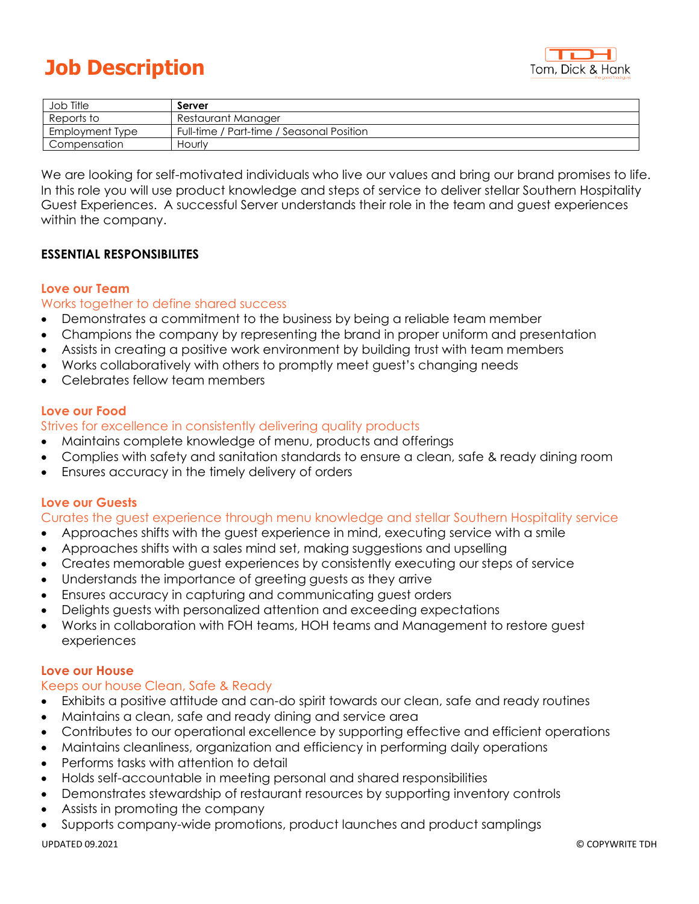# Job Description

Tom, Dick & Hank

| Job Title | **Server** |
|---|---|
| Reports to | Restaurant Manager |
| Employment Type | Full-time / Part-time / Seasonal Position |
| Compensation | Hourly |

We are looking for self-motivated individuals who live our values and bring our brand promises to life. In this role you will use product knowledge and steps of service to deliver stellar Southern Hospitality Guest Experiences. A successful Server understands their role in the team and guest experiences within the company.

## ESSENTIAL RESPONSIBILITES

### Love our Team

Works together to define shared success

- Demonstrates a commitment to the business by being a reliable team member
- Champions the company by representing the brand in proper uniform and presentation
- Assists in creating a positive work environment by building trust with team members
- Works collaboratively with others to promptly meet guest's changing needs
- Celebrates fellow team members

### Love our Food

Strives for excellence in consistently delivering quality products

- Maintains complete knowledge of menu, products and offerings
- Complies with safety and sanitation standards to ensure a clean, safe & ready dining room
- Ensures accuracy in the timely delivery of orders

### Love our Guests

Curates the guest experience through menu knowledge and stellar Southern Hospitality service

- Approaches shifts with the guest experience in mind, executing service with a smile
- Approaches shifts with a sales mind set, making suggestions and upselling
- Creates memorable guest experiences by consistently executing our steps of service
- Understands the importance of greeting guests as they arrive
- Ensures accuracy in capturing and communicating guest orders
- Delights guests with personalized attention and exceeding expectations
- Works in collaboration with FOH teams, HOH teams and Management to restore guest experiences

### Love our House

Keeps our house Clean, Safe & Ready

- Exhibits a positive attitude and can-do spirit towards our clean, safe and ready routines
- Maintains a clean, safe and ready dining and service area
- Contributes to our operational excellence by supporting effective and efficient operations
- Maintains cleanliness, organization and efficiency in performing daily operations
- Performs tasks with attention to detail
- Holds self-accountable in meeting personal and shared responsibilities
- Demonstrates stewardship of restaurant resources by supporting inventory controls
- Assists in promoting the company
- Supports company-wide promotions, product launches and product samplings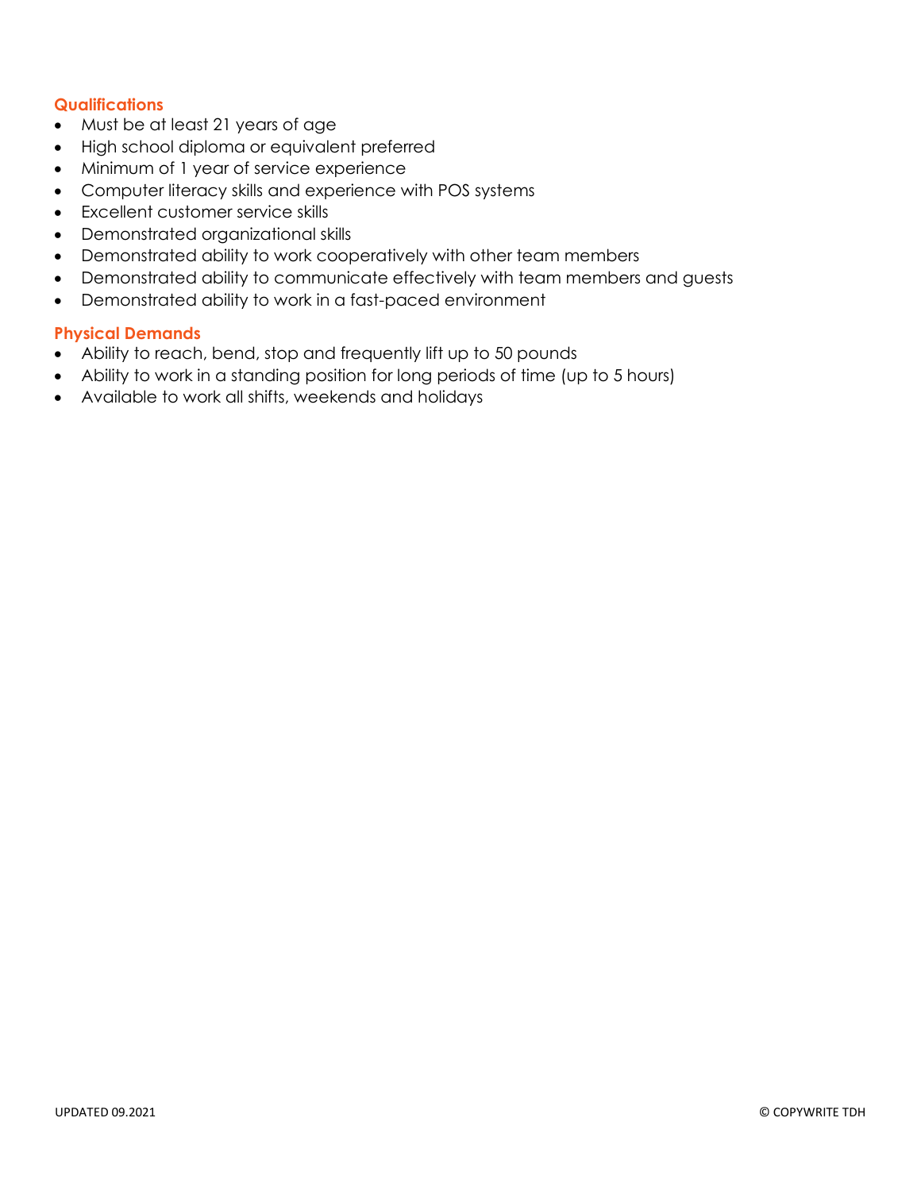### Qualifications

- Must be at least 21 years of age
- High school diploma or equivalent preferred
- Minimum of 1 year of service experience
- Computer literacy skills and experience with POS systems
- Excellent customer service skills
- Demonstrated organizational skills
- Demonstrated ability to work cooperatively with other team members
- Demonstrated ability to communicate effectively with team members and guests
- Demonstrated ability to work in a fast-paced environment

### Physical Demands

- Ability to reach, bend, stop and frequently lift up to 50 pounds
- Ability to work in a standing position for long periods of time (up to 5 hours)
- Available to work all shifts, weekends and holidays